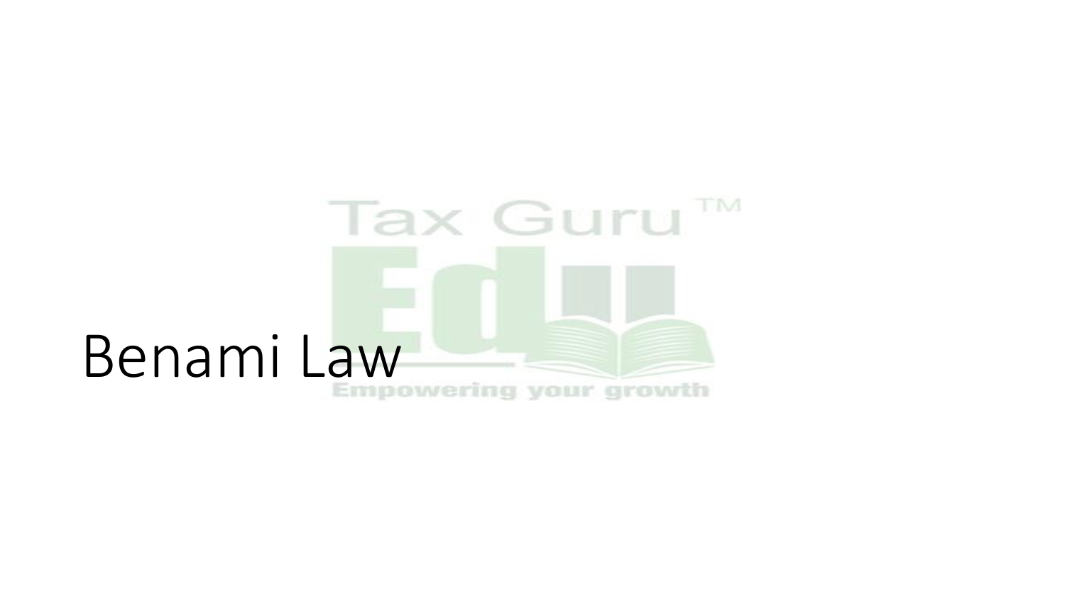# Benami Law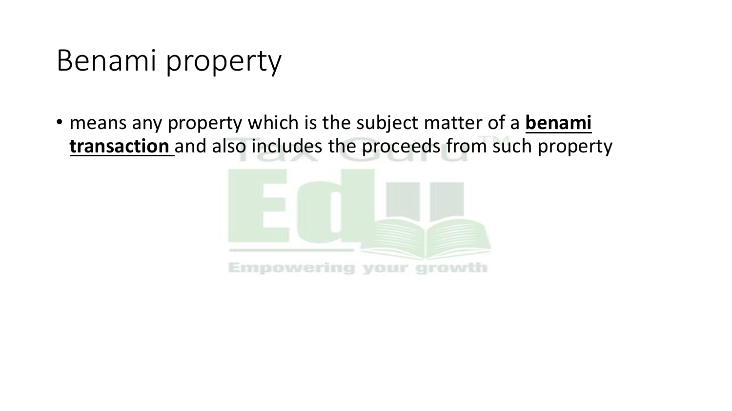# Benami property

- means any property which is the subject matter of a **benami transaction** and also includes the proceeds from such property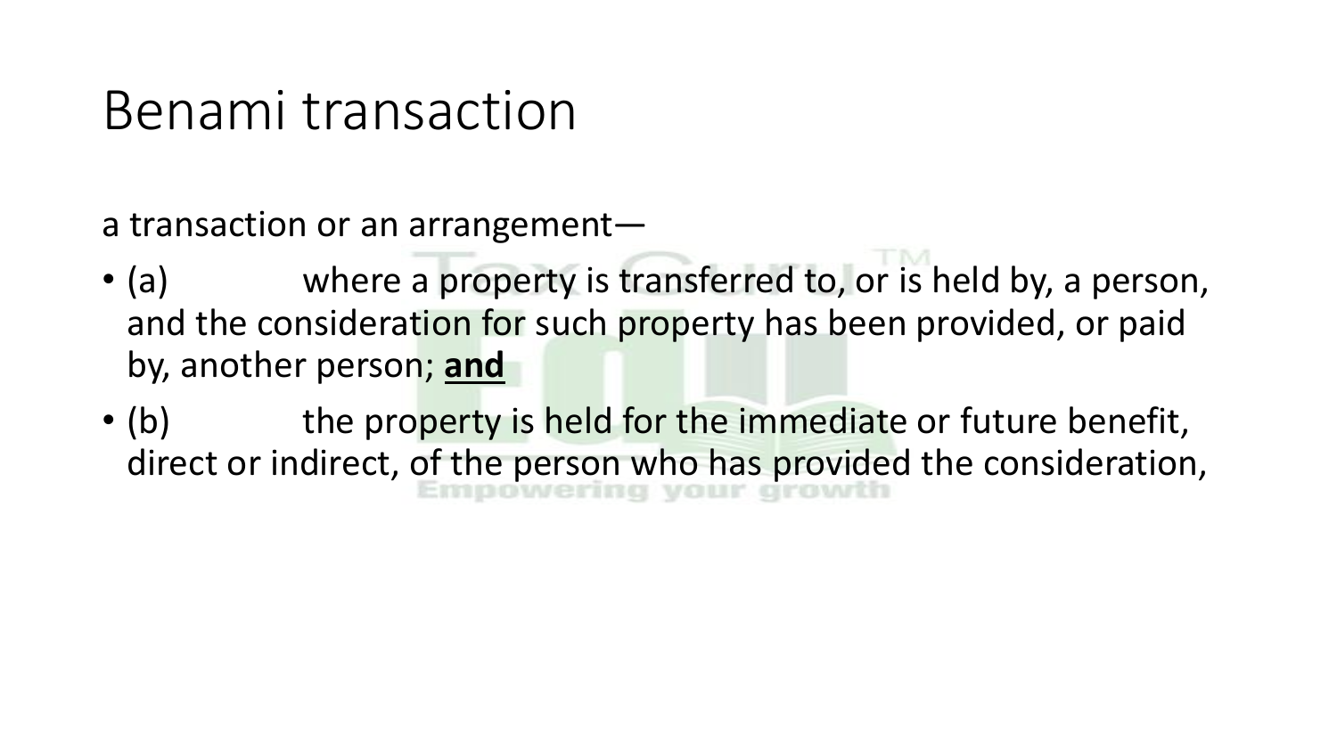# Benami transaction

a transaction or an arrangement—

- (a) where a property is transferred to, or is held by, a person, and the consideration for such property has been provided, or paid by, another person; **<u>and</u>**
- (b) the property is held for the immediate or future benefit, direct or indirect, of the person who has provided the consideration,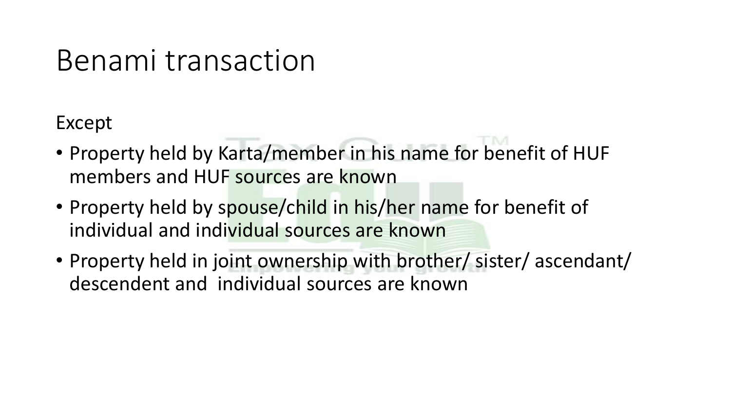# Benami transaction

Except

- Property held by Karta/member in his name for benefit of HUF members and HUF sources are known
- Property held by spouse/child in his/her name for benefit of individual and individual sources are known
- Property held in joint ownership with brother/ sister/ ascendant/ descendent and individual sources are known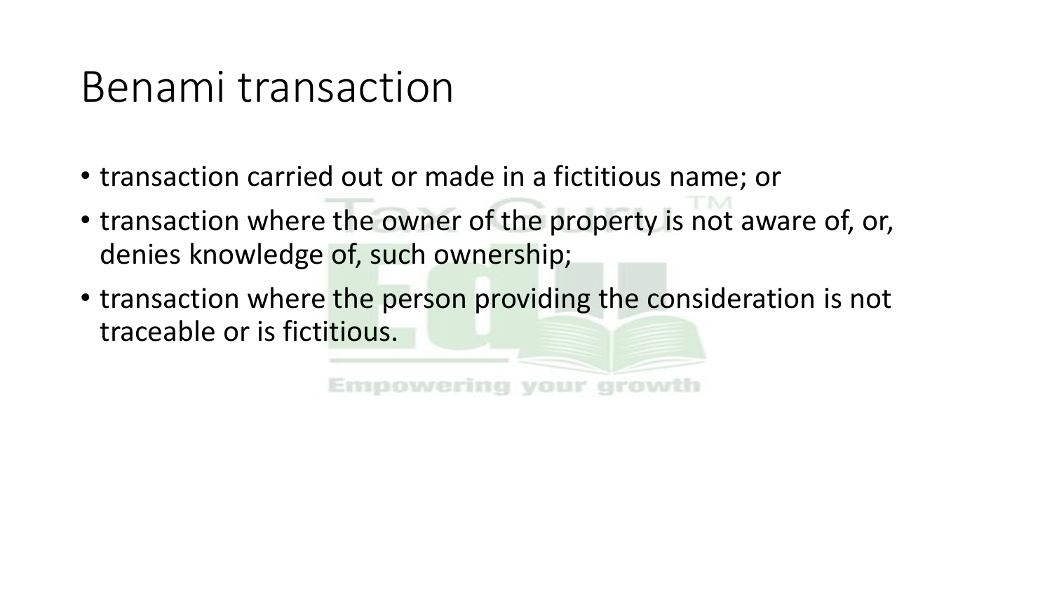# Benami transaction

- transaction carried out or made in a fictitious name; or
- transaction where the owner of the property is not aware of, or, denies knowledge of, such ownership;
- transaction where the person providing the consideration is not traceable or is fictitious.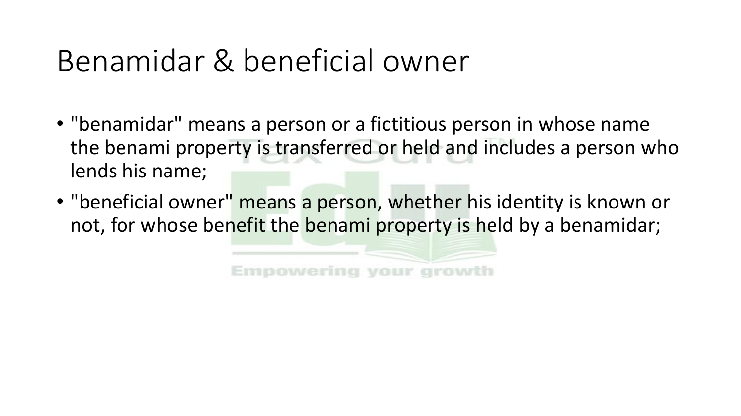# Benamidar & beneficial owner

- "benamidar" means a person or a fictitious person in whose name the benami property is transferred or held and includes a person who lends his name;
- "beneficial owner" means a person, whether his identity is known or not, for whose benefit the benami property is held by a benamidar;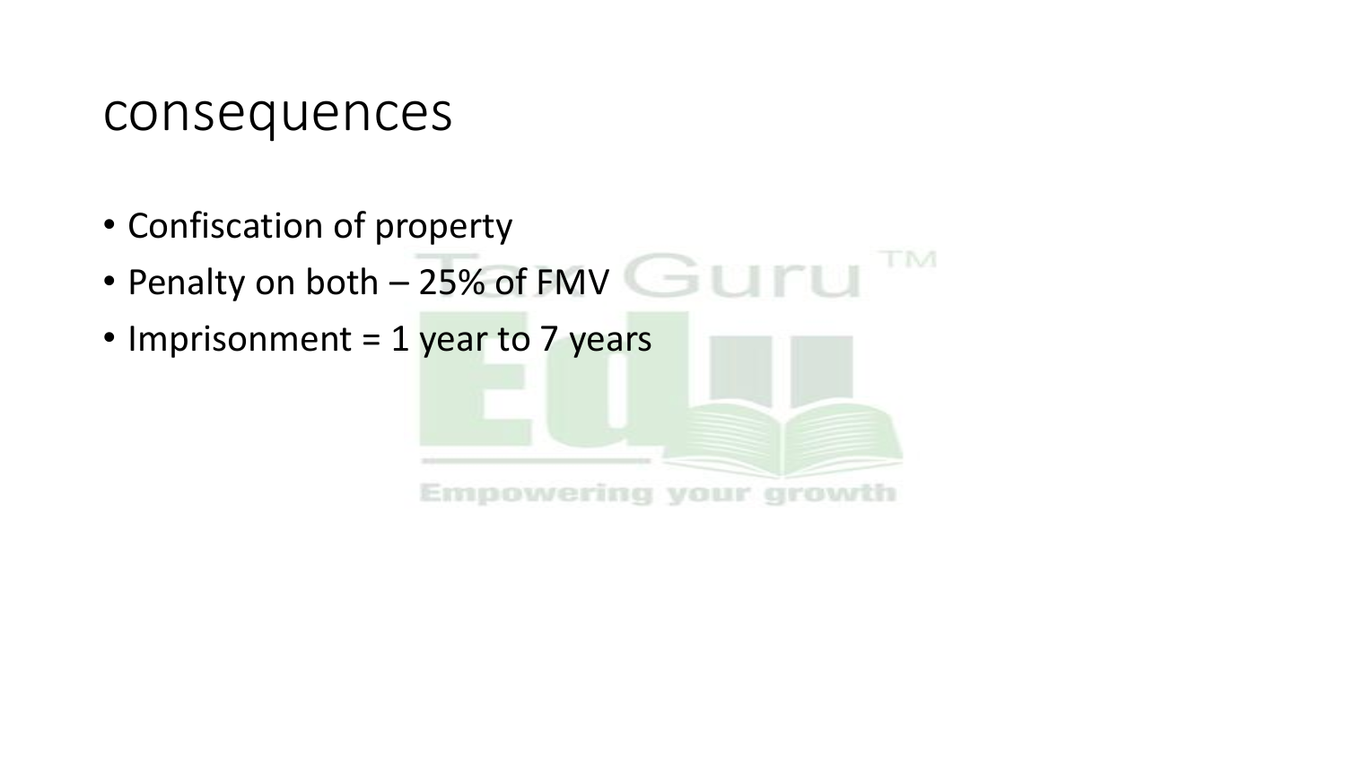# consequences

- Confiscation of property
- Penalty on both – 25% of FMV
- Imprisonment = 1 year to 7 years